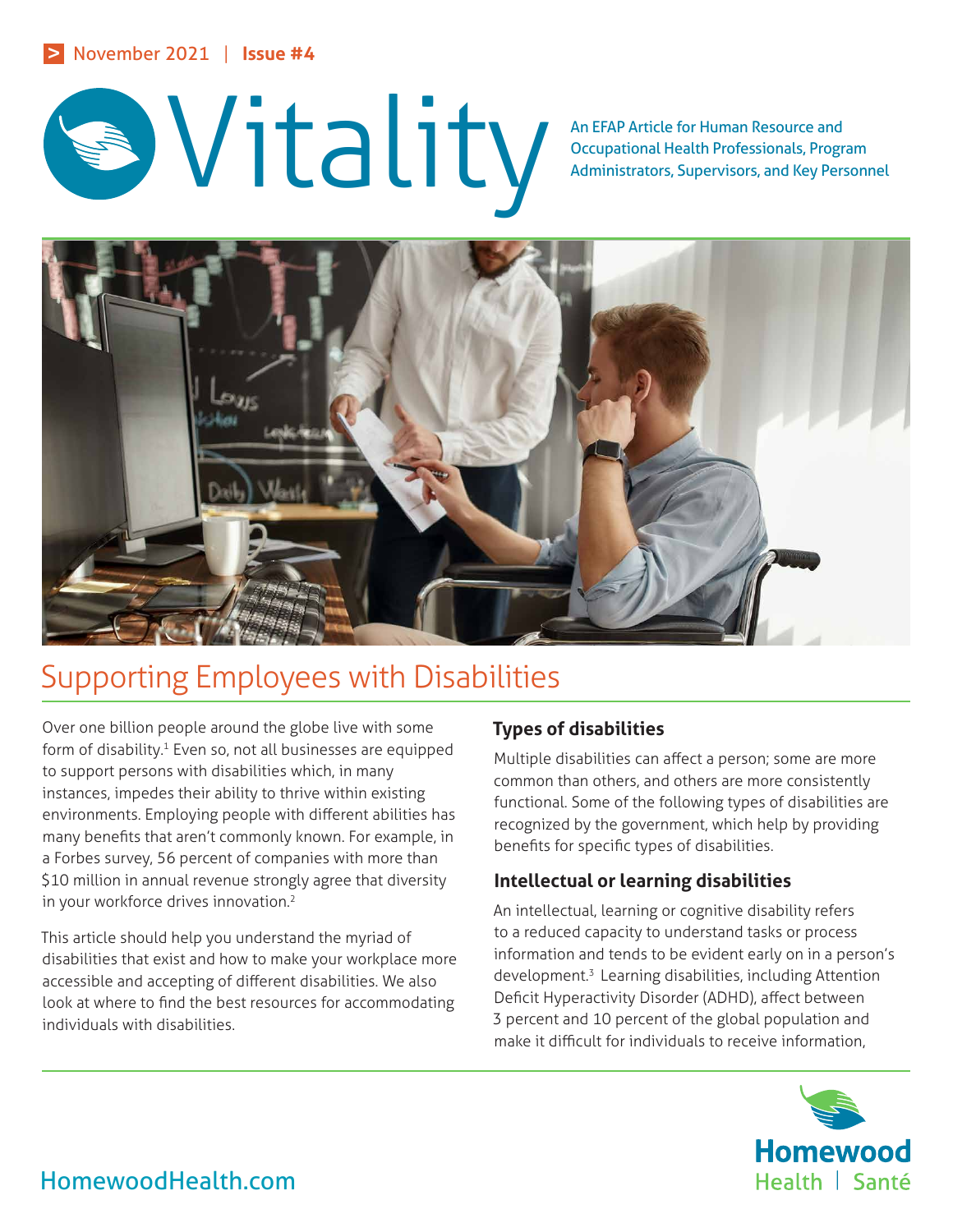> November 2021 | **Issue #4**

# Vitality

An EFAP Article for Human Resource and Occupational Health Professionals, Program Administrators, Supervisors, and Key Personnel

## Supporting Employees with Disabilities

Over one billion people around the globe live with some form of disability.[1] Even so, not all businesses are equipped to support persons with disabilities which, in many instances, impedes their ability to thrive within existing environments. Employing people with different abilities has many benefits that aren't commonly known. For example, in a Forbes survey, 56 percent of companies with more than $10 million in annual revenue strongly agree that diversity in your workforce drives innovation.[2]

This article should help you understand the myriad of disabilities that exist and how to make your workplace more accessible and accepting of different disabilities. We also look at where to find the best resources for accommodating individuals with disabilities.

### Types of disabilities

Multiple disabilities can affect a person; some are more common than others, and others are more consistently functional. Some of the following types of disabilities are recognized by the government, which help by providing benefits for specific types of disabilities.

### Intellectual or learning disabilities

An intellectual, learning or cognitive disability refers to a reduced capacity to understand tasks or process information and tends to be evident early on in a person's development.[3] Learning disabilities, including Attention Deficit Hyperactivity Disorder (ADHD), affect between 3 percent and 10 percent of the global population and make it difficult for individuals to receive information,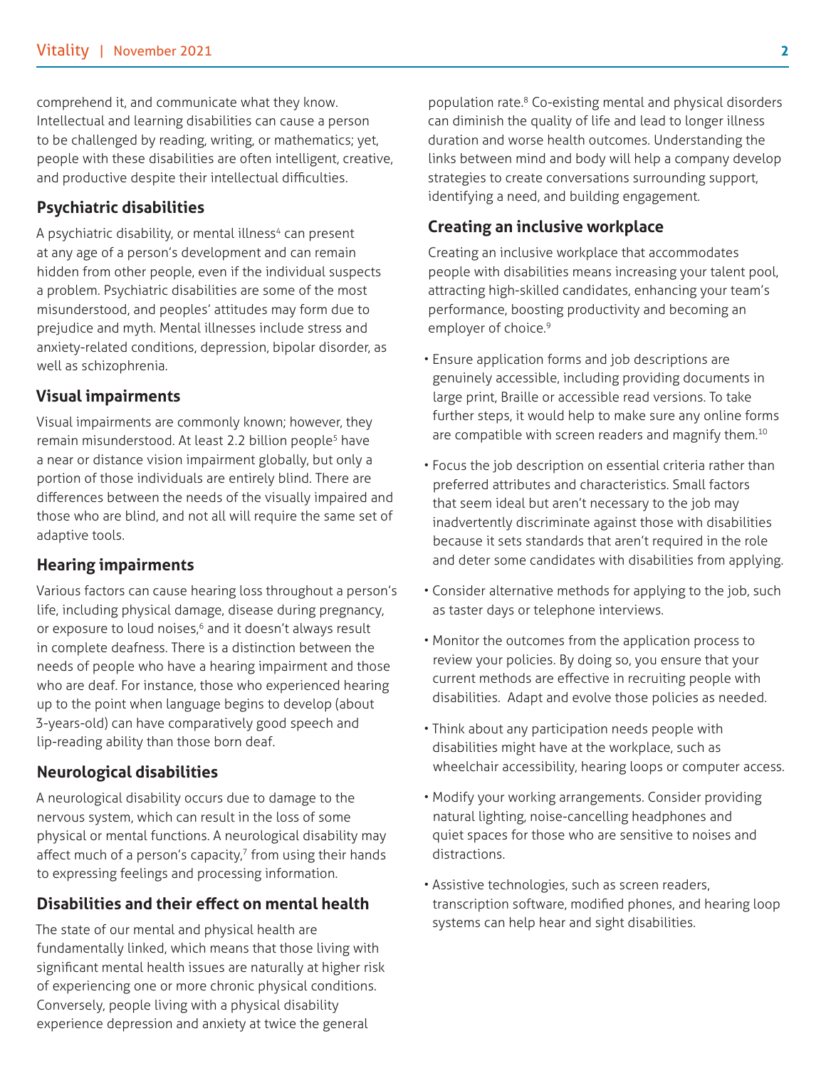comprehend it, and communicate what they know. Intellectual and learning disabilities can cause a person to be challenged by reading, writing, or mathematics; yet, people with these disabilities are often intelligent, creative, and productive despite their intellectual difficulties.

### Psychiatric disabilities

A psychiatric disability, or mental illness[4] can present at any age of a person's development and can remain hidden from other people, even if the individual suspects a problem. Psychiatric disabilities are some of the most misunderstood, and peoples' attitudes may form due to prejudice and myth. Mental illnesses include stress and anxiety-related conditions, depression, bipolar disorder, as well as schizophrenia.

### Visual impairments

Visual impairments are commonly known; however, they remain misunderstood. At least 2.2 billion people[5] have a near or distance vision impairment globally, but only a portion of those individuals are entirely blind. There are differences between the needs of the visually impaired and those who are blind, and not all will require the same set of adaptive tools.

### Hearing impairments

Various factors can cause hearing loss throughout a person's life, including physical damage, disease during pregnancy, or exposure to loud noises,[6] and it doesn't always result in complete deafness. There is a distinction between the needs of people who have a hearing impairment and those who are deaf. For instance, those who experienced hearing up to the point when language begins to develop (about 3-years-old) can have comparatively good speech and lip-reading ability than those born deaf.

### Neurological disabilities

A neurological disability occurs due to damage to the nervous system, which can result in the loss of some physical or mental functions. A neurological disability may affect much of a person's capacity,[7] from using their hands to expressing feelings and processing information.

### Disabilities and their effect on mental health

The state of our mental and physical health are fundamentally linked, which means that those living with significant mental health issues are naturally at higher risk of experiencing one or more chronic physical conditions. Conversely, people living with a physical disability experience depression and anxiety at twice the general population rate.[8] Co-existing mental and physical disorders can diminish the quality of life and lead to longer illness duration and worse health outcomes. Understanding the links between mind and body will help a company develop strategies to create conversations surrounding support, identifying a need, and building engagement.

### Creating an inclusive workplace

Creating an inclusive workplace that accommodates people with disabilities means increasing your talent pool, attracting high-skilled candidates, enhancing your team's performance, boosting productivity and becoming an employer of choice.[9]

- Ensure application forms and job descriptions are genuinely accessible, including providing documents in large print, Braille or accessible read versions. To take further steps, it would help to make sure any online forms are compatible with screen readers and magnify them.[10]
- Focus the job description on essential criteria rather than preferred attributes and characteristics. Small factors that seem ideal but aren't necessary to the job may inadvertently discriminate against those with disabilities because it sets standards that aren't required in the role and deter some candidates with disabilities from applying.
- Consider alternative methods for applying to the job, such as taster days or telephone interviews.
- Monitor the outcomes from the application process to review your policies. By doing so, you ensure that your current methods are effective in recruiting people with disabilities. Adapt and evolve those policies as needed.
- Think about any participation needs people with disabilities might have at the workplace, such as wheelchair accessibility, hearing loops or computer access.
- Modify your working arrangements. Consider providing natural lighting, noise-cancelling headphones and quiet spaces for those who are sensitive to noises and distractions.
- Assistive technologies, such as screen readers, transcription software, modified phones, and hearing loop systems can help hear and sight disabilities.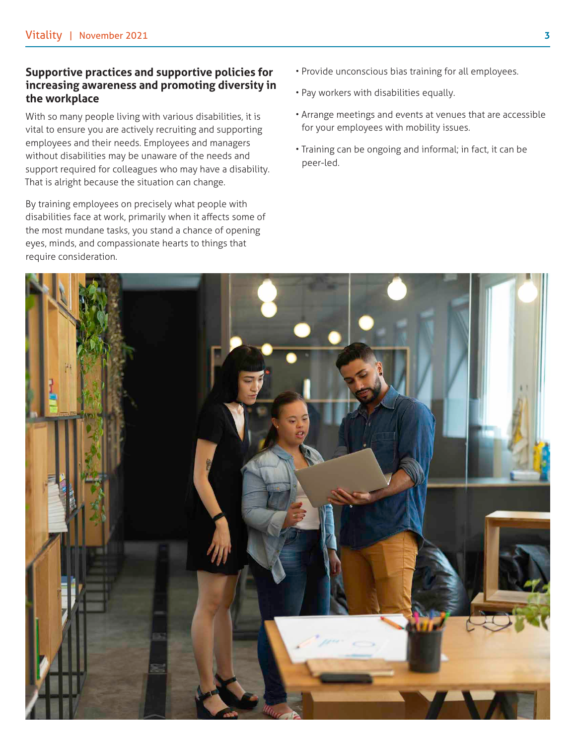## Supportive practices and supportive policies for increasing awareness and promoting diversity in the workplace

With so many people living with various disabilities, it is vital to ensure you are actively recruiting and supporting employees and their needs. Employees and managers without disabilities may be unaware of the needs and support required for colleagues who may have a disability. That is alright because the situation can change.

By training employees on precisely what people with disabilities face at work, primarily when it affects some of the most mundane tasks, you stand a chance of opening eyes, minds, and compassionate hearts to things that require consideration.

- Provide unconscious bias training for all employees.
- Pay workers with disabilities equally.
- Arrange meetings and events at venues that are accessible for your employees with mobility issues.
- Training can be ongoing and informal; in fact, it can be peer-led.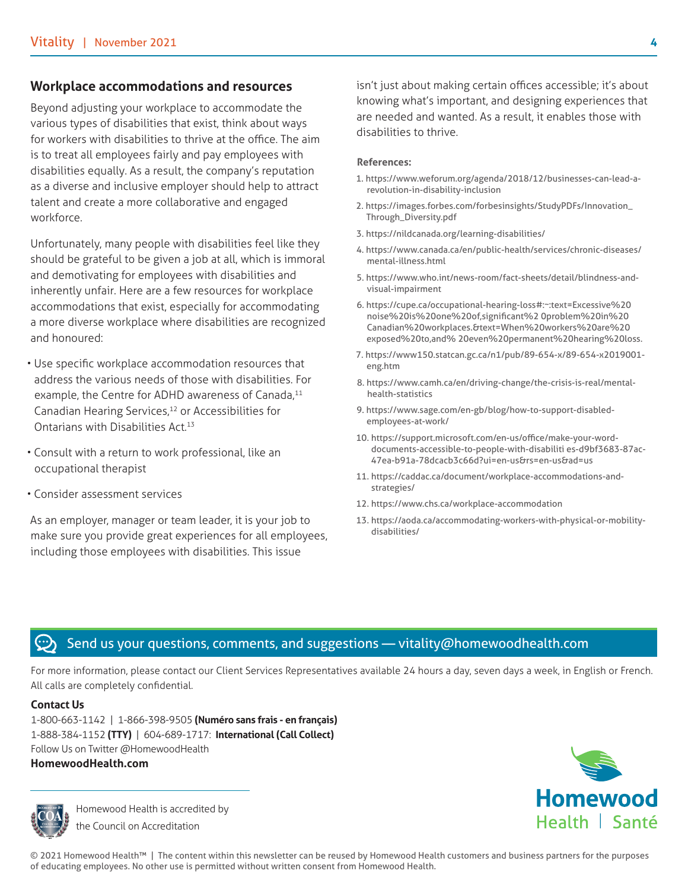## Workplace accommodations and resources

Beyond adjusting your workplace to accommodate the various types of disabilities that exist, think about ways for workers with disabilities to thrive at the office. The aim is to treat all employees fairly and pay employees with disabilities equally. As a result, the company's reputation as a diverse and inclusive employer should help to attract talent and create a more collaborative and engaged workforce.

Unfortunately, many people with disabilities feel like they should be grateful to be given a job at all, which is immoral and demotivating for employees with disabilities and inherently unfair. Here are a few resources for workplace accommodations that exist, especially for accommodating a more diverse workplace where disabilities are recognized and honoured:

- Use specific workplace accommodation resources that address the various needs of those with disabilities. For example, the Centre for ADHD awareness of Canada,[11] Canadian Hearing Services,[12] or Accessibilities for Ontarians with Disabilities Act.[13]
- Consult with a return to work professional, like an occupational therapist
- Consider assessment services

As an employer, manager or team leader, it is your job to make sure you provide great experiences for all employees, including those employees with disabilities. This issue isn't just about making certain offices accessible; it's about knowing what's important, and designing experiences that are needed and wanted. As a result, it enables those with disabilities to thrive.

**References:**

1. https://www.weforum.org/agenda/2018/12/businesses-can-lead-a-revolution-in-disability-inclusion
2. https://images.forbes.com/forbesinsights/StudyPDFs/Innovation_Through_Diversity.pdf
3. https://nildcanada.org/learning-disabilities/
4. https://www.canada.ca/en/public-health/services/chronic-diseases/mental-illness.html
5. https://www.who.int/news-room/fact-sheets/detail/blindness-and-visual-impairment
6. https://cupe.ca/occupational-hearing-loss#:~:text=Excessive%20noise%20is%20one%20of,significant%2 0problem%20in%20Canadian%20workplaces.&text=When%20workers%20are%20exposed%20to,and% 20even%20permanent%20hearing%20loss.
7. https://www150.statcan.gc.ca/n1/pub/89-654-x/89-654-x2019001-eng.htm
8. https://www.camh.ca/en/driving-change/the-crisis-is-real/mental-health-statistics
9. https://www.sage.com/en-gb/blog/how-to-support-disabled-employees-at-work/
10. https://support.microsoft.com/en-us/office/make-your-word-documents-accessible-to-people-with-disabiliti es-d9bf3683-87ac-47ea-b91a-78dcacb3c66d?ui=en-us&rs=en-us&ad=us
11. https://caddac.ca/document/workplace-accommodations-and-strategies/
12. https://www.chs.ca/workplace-accommodation
13. https://aoda.ca/accommodating-workers-with-physical-or-mobility-disabilities/

Send us your questions, comments, and suggestions — vitality@homewoodhealth.com

For more information, please contact our Client Services Representatives available 24 hours a day, seven days a week, in English or French. All calls are completely confidential.

**Contact Us**

1-800-663-1142 | 1-866-398-9505 **(Numéro sans frais - en français)**
1-888-384-1152 **(TTY)** | 604-689-1717: **International (Call Collect)**
Follow Us on Twitter @HomewoodHealth
**HomewoodHealth.com**

Homewood Health is accredited by the Council on Accreditation

Homewood Health | Santé

© 2021 Homewood Health™ | The content within this newsletter can be reused by Homewood Health customers and business partners for the purposes of educating employees. No other use is permitted without written consent from Homewood Health.